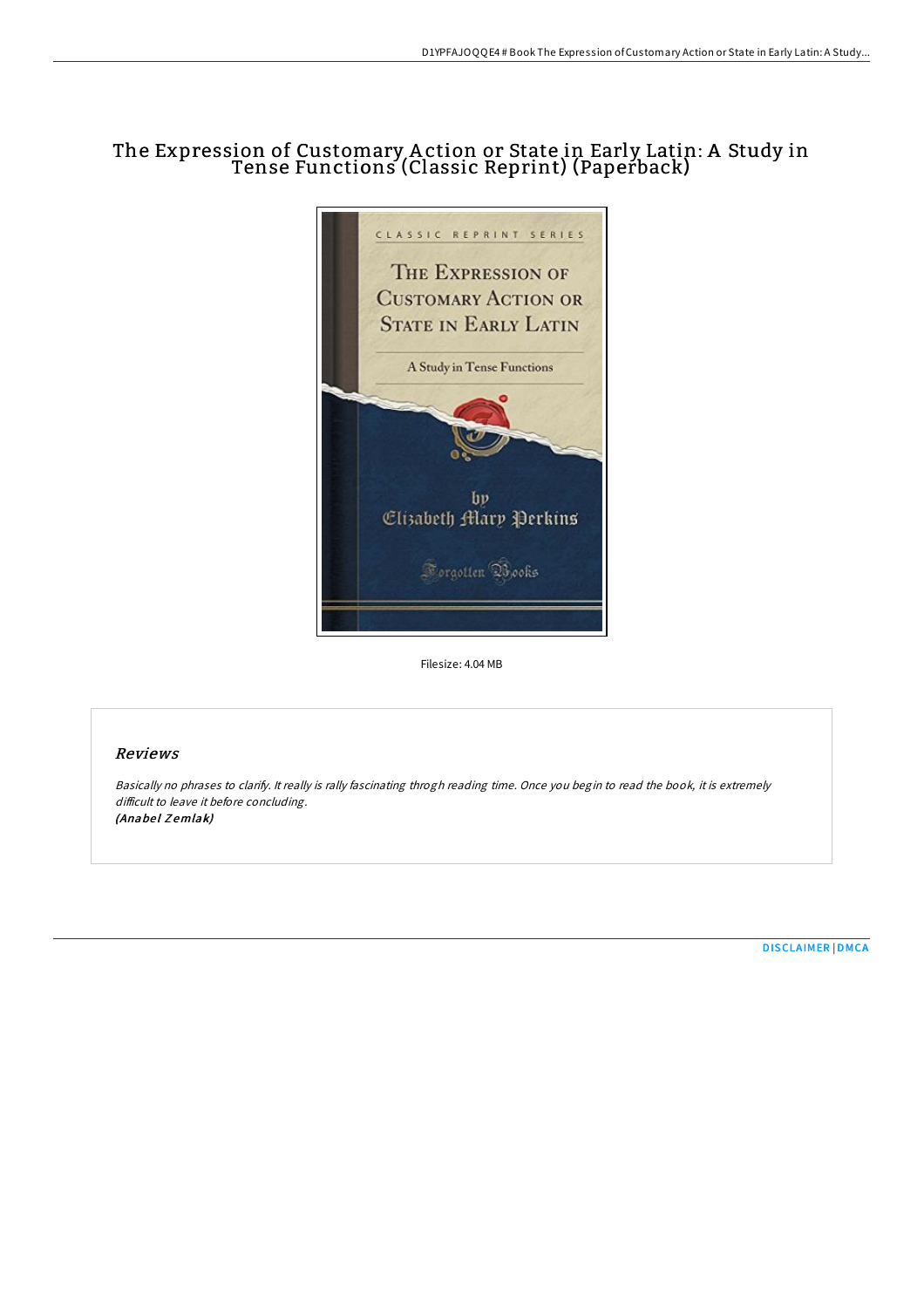# The Expression of Customary Action or State in Early Latin: A Study in Tense Functions (Classic Reprint) (Paperback)

Filesize: 4.04 MB

## Reviews

*Basically no phrases to clarify. It really is rally fascinating throgh reading time. Once you begin to read the book, it is extremely difficult to leave it before concluding.*
***(Anabel Zemlak)***

DISCLAIMER | DMCA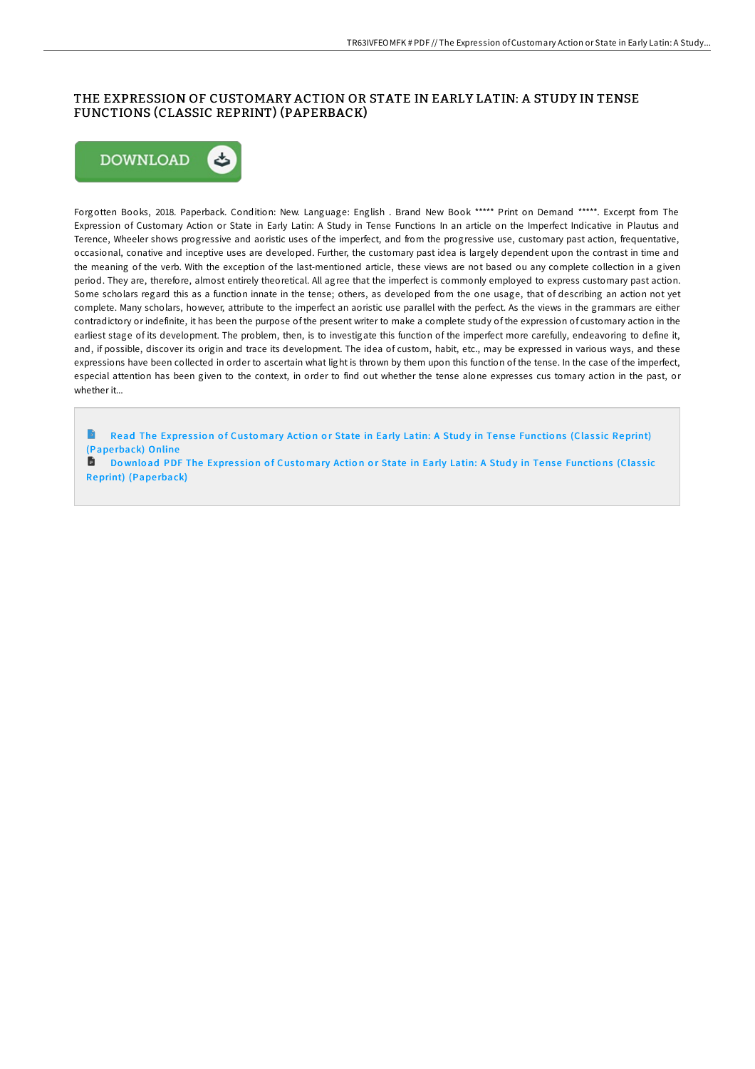## THE EXPRESSION OF CUSTOMARY ACTION OR STATE IN EARLY LATIN: A STUDY IN TENSE FUNCTIONS (CLASSIC REPRINT) (PAPERBACK)

Forgotten Books, 2018. Paperback. Condition: New. Language: English . Brand New Book ***** Print on Demand *****. Excerpt from The Expression of Customary Action or State in Early Latin: A Study in Tense Functions In an article on the Imperfect Indicative in Plautus and Terence, Wheeler shows progressive and aoristic uses of the imperfect, and from the progressive use, customary past action, frequentative, occasional, conative and inceptive uses are developed. Further, the customary past idea is largely dependent upon the contrast in time and the meaning of the verb. With the exception of the last-mentioned article, these views are not based ou any complete collection in a given period. They are, therefore, almost entirely theoretical. All agree that the imperfect is commonly employed to express customary past action. Some scholars regard this as a function innate in the tense; others, as developed from the one usage, that of describing an action not yet complete. Many scholars, however, attribute to the imperfect an aoristic use parallel with the perfect. As the views in the grammars are either contradictory or indefinite, it has been the purpose of the present writer to make a complete study of the expression of customary action in the earliest stage of its development. The problem, then, is to investigate this function of the imperfect more carefully, endeavoring to define it, and, if possible, discover its origin and trace its development. The idea of custom, habit, etc., may be expressed in various ways, and these expressions have been collected in order to ascertain what light is thrown by them upon this function of the tense. In the case of the imperfect, especial attention has been given to the context, in order to find out whether the tense alone expresses cus tomary action in the past, or whether it...

Read The Expression of Customary Action or State in Early Latin: A Study in Tense Functions (Classic Reprint) (Paperback) Online

Download PDF The Expression of Customary Action or State in Early Latin: A Study in Tense Functions (Classic Reprint) (Paperback)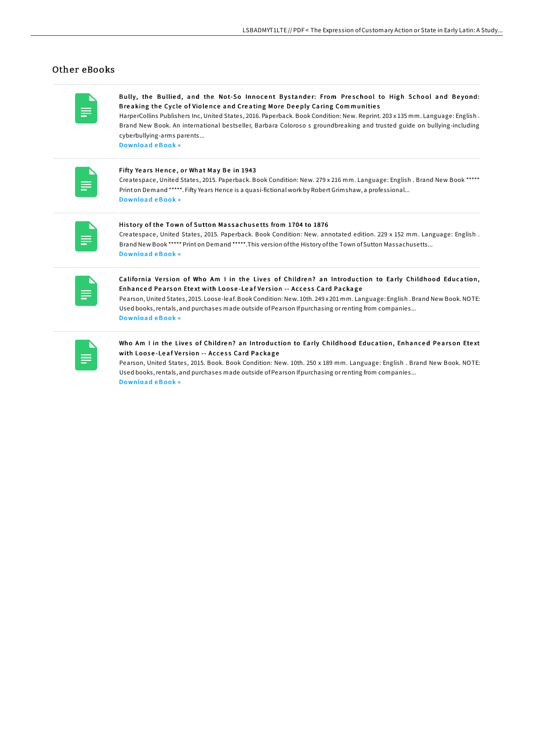## Other eBooks

**Bully, the Bullied, and the Not-So Innocent Bystander: From Preschool to High School and Beyond: Breaking the Cycle of Violence and Creating More Deeply Caring Communities**

HarperCollins Publishers Inc, United States, 2016. Paperback. Book Condition: New. Reprint. 203 x 135 mm. Language: English . Brand New Book. An international bestseller, Barbara Coloroso s groundbreaking and trusted guide on bullying-including cyberbullying-arms parents...

Download eBook »

**Fifty Years Hence, or What May Be in 1943**

Createspace, United States, 2015. Paperback. Book Condition: New. 279 x 216 mm. Language: English . Brand New Book ***** Print on Demand *****. Fifty Years Hence is a quasi-fictional work by Robert Grimshaw, a professional...

Download eBook »

**History of the Town of Sutton Massachusetts from 1704 to 1876**

Createspace, United States, 2015. Paperback. Book Condition: New. annotated edition. 229 x 152 mm. Language: English . Brand New Book ***** Print on Demand *****.This version of the History of the Town of Sutton Massachusetts...

Download eBook »

**California Version of Who Am I in the Lives of Children? an Introduction to Early Childhood Education, Enhanced Pearson Etext with Loose-Leaf Version -- Access Card Package**

Pearson, United States, 2015. Loose-leaf. Book Condition: New. 10th. 249 x 201 mm. Language: English . Brand New Book. NOTE: Used books, rentals, and purchases made outside of Pearson If purchasing or renting from companies...

Download eBook »

**Who Am I in the Lives of Children? an Introduction to Early Childhood Education, Enhanced Pearson Etext with Loose-Leaf Version -- Access Card Package**

Pearson, United States, 2015. Book. Book Condition: New. 10th. 250 x 189 mm. Language: English . Brand New Book. NOTE: Used books, rentals, and purchases made outside of Pearson If purchasing or renting from companies...

Download eBook »